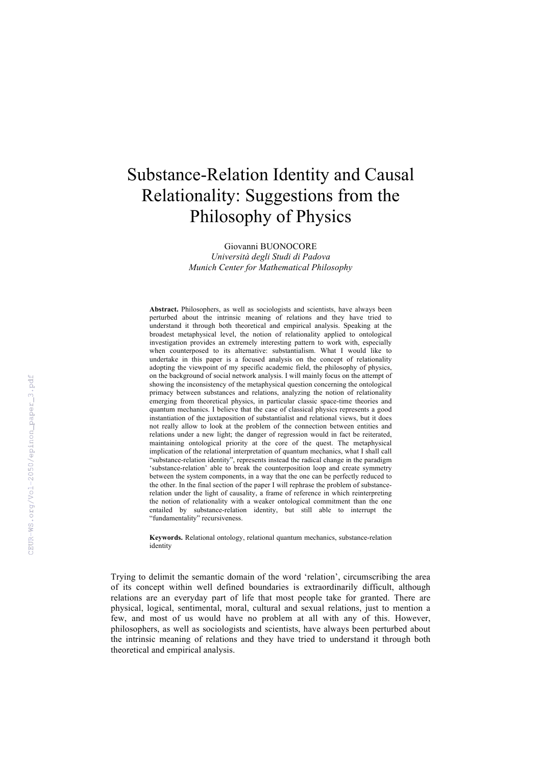# Substance-Relation Identity and Causal Relationality: Suggestions from the Philosophy of Physics

Giovanni BUONOCORE
*Università degli Studi di Padova*
*Munich Center for Mathematical Philosophy*

**Abstract.** Philosophers, as well as sociologists and scientists, have always been perturbed about the intrinsic meaning of relations and they have tried to understand it through both theoretical and empirical analysis. Speaking at the broadest metaphysical level, the notion of relationality applied to ontological investigation provides an extremely interesting pattern to work with, especially when counterposed to its alternative: substantialism. What I would like to undertake in this paper is a focused analysis on the concept of relationality adopting the viewpoint of my specific academic field, the philosophy of physics, on the background of social network analysis. I will mainly focus on the attempt of showing the inconsistency of the metaphysical question concerning the ontological primacy between substances and relations, analyzing the notion of relationality emerging from theoretical physics, in particular classic space-time theories and quantum mechanics. I believe that the case of classical physics represents a good instantiation of the juxtaposition of substantialist and relational views, but it does not really allow to look at the problem of the connection between entities and relations under a new light; the danger of regression would in fact be reiterated, maintaining ontological priority at the core of the quest. The metaphysical implication of the relational interpretation of quantum mechanics, what I shall call "substance-relation identity", represents instead the radical change in the paradigm 'substance-relation' able to break the counterposition loop and create symmetry between the system components, in a way that the one can be perfectly reduced to the other. In the final section of the paper I will rephrase the problem of substance-relation under the light of causality, a frame of reference in which reinterpreting the notion of relationality with a weaker ontological commitment than the one entailed by substance-relation identity, but still able to interrupt the "fundamentality" recursiveness.

**Keywords.** Relational ontology, relational quantum mechanics, substance-relation identity

Trying to delimit the semantic domain of the word 'relation', circumscribing the area of its concept within well defined boundaries is extraordinarily difficult, although relations are an everyday part of life that most people take for granted. There are physical, logical, sentimental, moral, cultural and sexual relations, just to mention a few, and most of us would have no problem at all with any of this. However, philosophers, as well as sociologists and scientists, have always been perturbed about the intrinsic meaning of relations and they have tried to understand it through both theoretical and empirical analysis.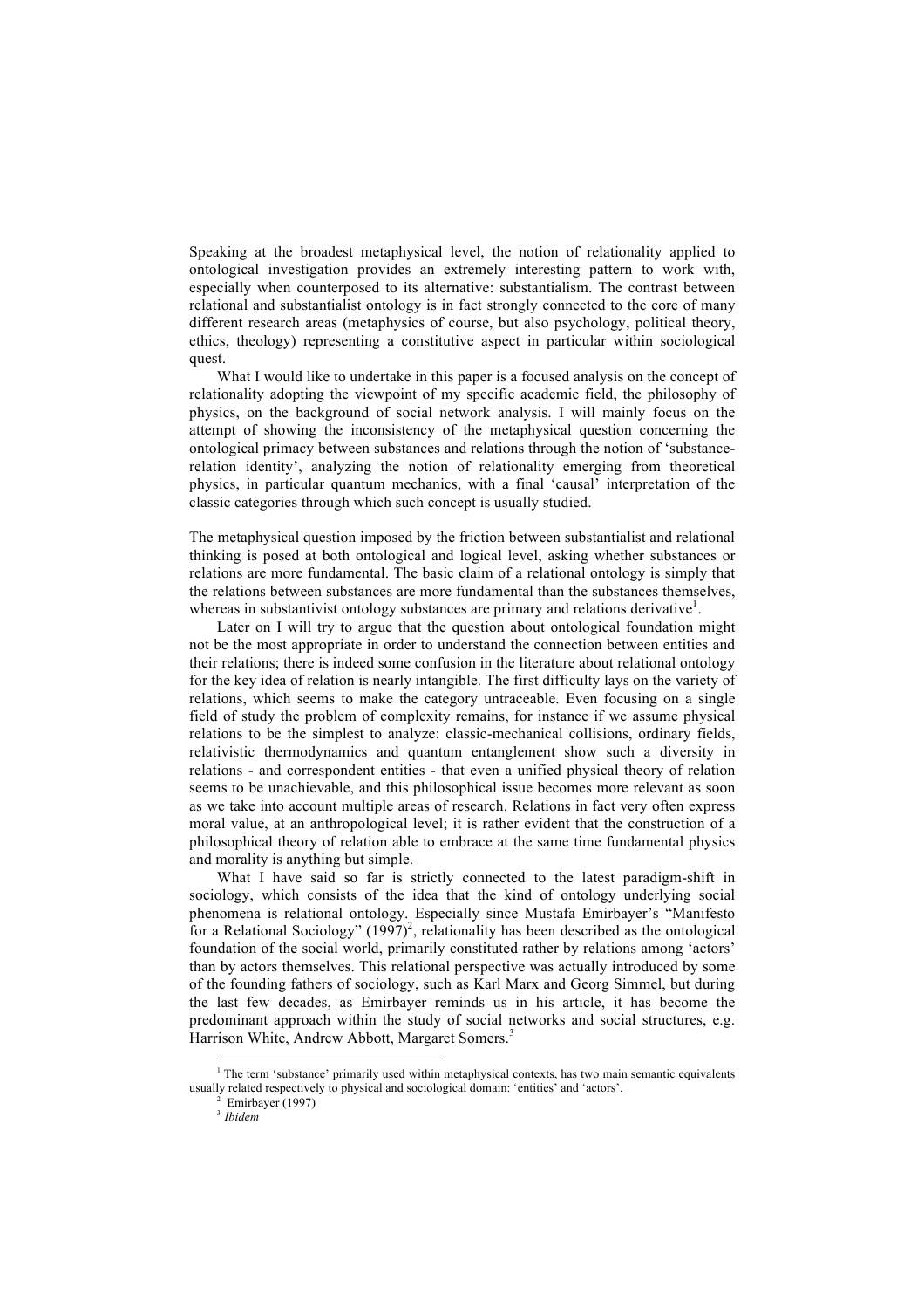Speaking at the broadest metaphysical level, the notion of relationality applied to ontological investigation provides an extremely interesting pattern to work with, especially when counterposed to its alternative: substantialism. The contrast between relational and substantialist ontology is in fact strongly connected to the core of many different research areas (metaphysics of course, but also psychology, political theory, ethics, theology) representing a constitutive aspect in particular within sociological quest.

What I would like to undertake in this paper is a focused analysis on the concept of relationality adopting the viewpoint of my specific academic field, the philosophy of physics, on the background of social network analysis. I will mainly focus on the attempt of showing the inconsistency of the metaphysical question concerning the ontological primacy between substances and relations through the notion of 'substance-relation identity', analyzing the notion of relationality emerging from theoretical physics, in particular quantum mechanics, with a final 'causal' interpretation of the classic categories through which such concept is usually studied.

The metaphysical question imposed by the friction between substantialist and relational thinking is posed at both ontological and logical level, asking whether substances or relations are more fundamental. The basic claim of a relational ontology is simply that the relations between substances are more fundamental than the substances themselves, whereas in substantivist ontology substances are primary and relations derivative[1].

Later on I will try to argue that the question about ontological foundation might not be the most appropriate in order to understand the connection between entities and their relations; there is indeed some confusion in the literature about relational ontology for the key idea of relation is nearly intangible. The first difficulty lays on the variety of relations, which seems to make the category untraceable. Even focusing on a single field of study the problem of complexity remains, for instance if we assume physical relations to be the simplest to analyze: classic-mechanical collisions, ordinary fields, relativistic thermodynamics and quantum entanglement show such a diversity in relations - and correspondent entities - that even a unified physical theory of relation seems to be unachievable, and this philosophical issue becomes more relevant as soon as we take into account multiple areas of research. Relations in fact very often express moral value, at an anthropological level; it is rather evident that the construction of a philosophical theory of relation able to embrace at the same time fundamental physics and morality is anything but simple.

What I have said so far is strictly connected to the latest paradigm-shift in sociology, which consists of the idea that the kind of ontology underlying social phenomena is relational ontology. Especially since Mustafa Emirbayer's "Manifesto for a Relational Sociology" (1997)[2], relationality has been described as the ontological foundation of the social world, primarily constituted rather by relations among 'actors' than by actors themselves. This relational perspective was actually introduced by some of the founding fathers of sociology, such as Karl Marx and Georg Simmel, but during the last few decades, as Emirbayer reminds us in his article, it has become the predominant approach within the study of social networks and social structures, e.g. Harrison White, Andrew Abbott, Margaret Somers.[3]

[1] The term 'substance' primarily used within metaphysical contexts, has two main semantic equivalents usually related respectively to physical and sociological domain: 'entities' and 'actors'.

[2] Emirbayer (1997)

[3] *Ibidem*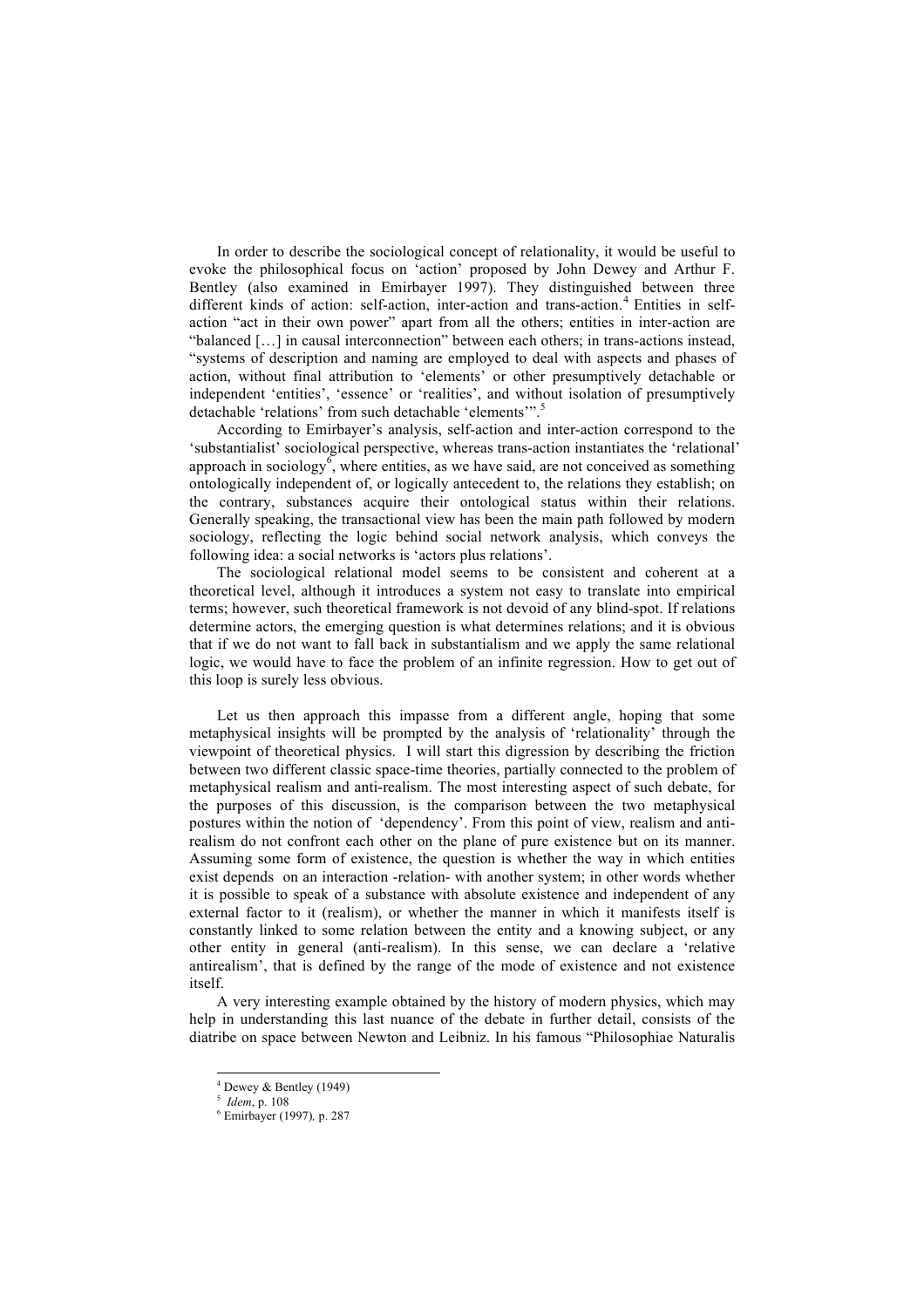In order to describe the sociological concept of relationality, it would be useful to evoke the philosophical focus on 'action' proposed by John Dewey and Arthur F. Bentley (also examined in Emirbayer 1997). They distinguished between three different kinds of action: self-action, inter-action and trans-action.[4] Entities in self-action "act in their own power" apart from all the others; entities in inter-action are "balanced […] in causal interconnection" between each others; in trans-actions instead, "systems of description and naming are employed to deal with aspects and phases of action, without final attribution to 'elements' or other presumptively detachable or independent 'entities', 'essence' or 'realities', and without isolation of presumptively detachable 'relations' from such detachable 'elements'".[5]

According to Emirbayer's analysis, self-action and inter-action correspond to the 'substantialist' sociological perspective, whereas trans-action instantiates the 'relational' approach in sociology[6], where entities, as we have said, are not conceived as something ontologically independent of, or logically antecedent to, the relations they establish; on the contrary, substances acquire their ontological status within their relations. Generally speaking, the transactional view has been the main path followed by modern sociology, reflecting the logic behind social network analysis, which conveys the following idea: a social networks is 'actors plus relations'.

The sociological relational model seems to be consistent and coherent at a theoretical level, although it introduces a system not easy to translate into empirical terms; however, such theoretical framework is not devoid of any blind-spot. If relations determine actors, the emerging question is what determines relations; and it is obvious that if we do not want to fall back in substantialism and we apply the same relational logic, we would have to face the problem of an infinite regression. How to get out of this loop is surely less obvious.

Let us then approach this impasse from a different angle, hoping that some metaphysical insights will be prompted by the analysis of 'relationality' through the viewpoint of theoretical physics. I will start this digression by describing the friction between two different classic space-time theories, partially connected to the problem of metaphysical realism and anti-realism. The most interesting aspect of such debate, for the purposes of this discussion, is the comparison between the two metaphysical postures within the notion of 'dependency'. From this point of view, realism and anti-realism do not confront each other on the plane of pure existence but on its manner. Assuming some form of existence, the question is whether the way in which entities exist depends on an interaction -relation- with another system; in other words whether it is possible to speak of a substance with absolute existence and independent of any external factor to it (realism), or whether the manner in which it manifests itself is constantly linked to some relation between the entity and a knowing subject, or any other entity in general (anti-realism). In this sense, we can declare a 'relative antirealism', that is defined by the range of the mode of existence and not existence itself.

A very interesting example obtained by the history of modern physics, which may help in understanding this last nuance of the debate in further detail, consists of the diatribe on space between Newton and Leibniz. In his famous "Philosophiae Naturalis

---

[4] Dewey & Bentley (1949)

[5] *Idem*, p. 108

[6] Emirbayer (1997), p. 287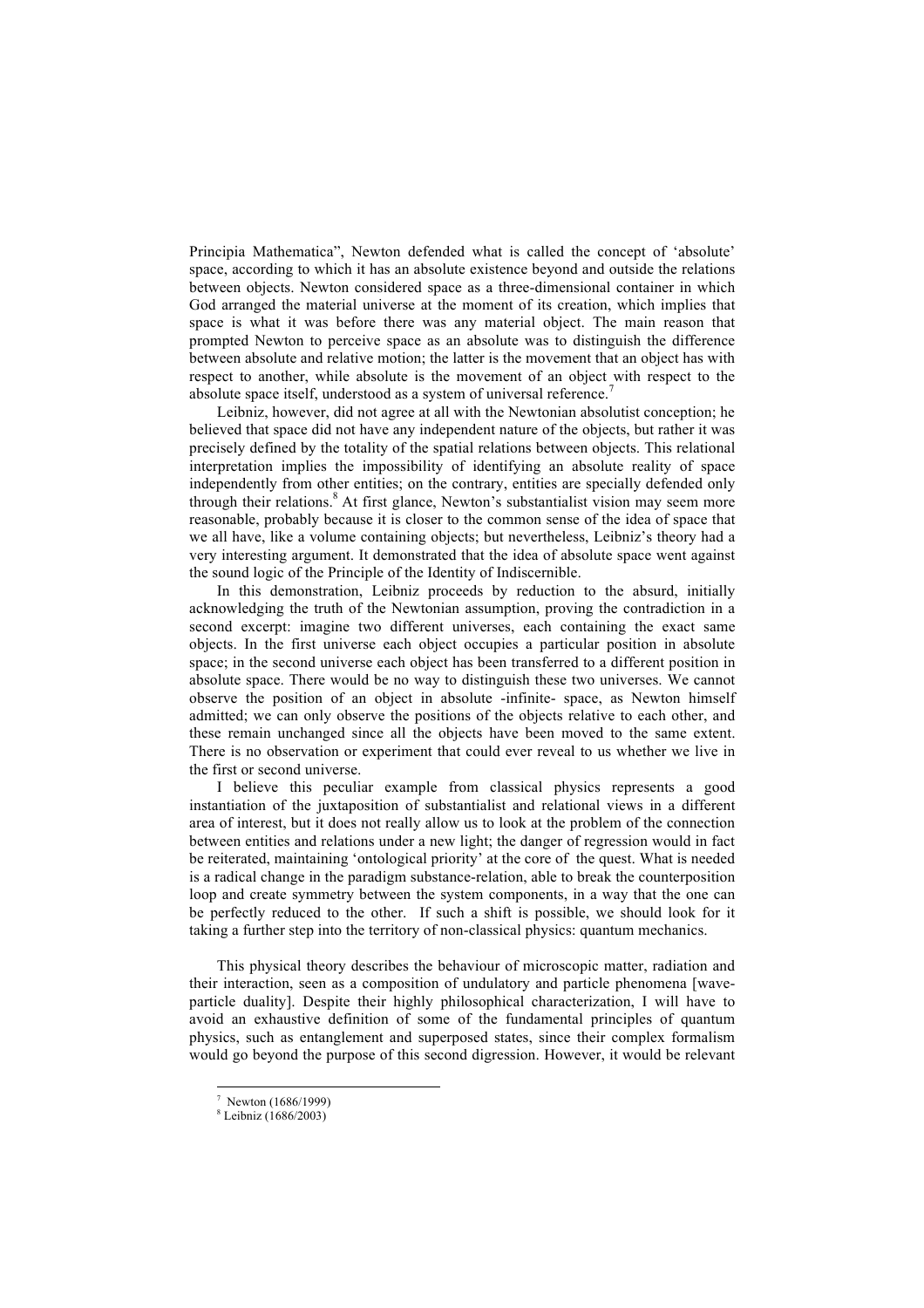Principia Mathematica", Newton defended what is called the concept of 'absolute' space, according to which it has an absolute existence beyond and outside the relations between objects. Newton considered space as a three-dimensional container in which God arranged the material universe at the moment of its creation, which implies that space is what it was before there was any material object. The main reason that prompted Newton to perceive space as an absolute was to distinguish the difference between absolute and relative motion; the latter is the movement that an object has with respect to another, while absolute is the movement of an object with respect to the absolute space itself, understood as a system of universal reference.[7]

Leibniz, however, did not agree at all with the Newtonian absolutist conception; he believed that space did not have any independent nature of the objects, but rather it was precisely defined by the totality of the spatial relations between objects. This relational interpretation implies the impossibility of identifying an absolute reality of space independently from other entities; on the contrary, entities are specially defended only through their relations.[8] At first glance, Newton's substantialist vision may seem more reasonable, probably because it is closer to the common sense of the idea of space that we all have, like a volume containing objects; but nevertheless, Leibniz's theory had a very interesting argument. It demonstrated that the idea of absolute space went against the sound logic of the Principle of the Identity of Indiscernible.

In this demonstration, Leibniz proceeds by reduction to the absurd, initially acknowledging the truth of the Newtonian assumption, proving the contradiction in a second excerpt: imagine two different universes, each containing the exact same objects. In the first universe each object occupies a particular position in absolute space; in the second universe each object has been transferred to a different position in absolute space. There would be no way to distinguish these two universes. We cannot observe the position of an object in absolute -infinite- space, as Newton himself admitted; we can only observe the positions of the objects relative to each other, and these remain unchanged since all the objects have been moved to the same extent. There is no observation or experiment that could ever reveal to us whether we live in the first or second universe.

I believe this peculiar example from classical physics represents a good instantiation of the juxtaposition of substantialist and relational views in a different area of interest, but it does not really allow us to look at the problem of the connection between entities and relations under a new light; the danger of regression would in fact be reiterated, maintaining 'ontological priority' at the core of the quest. What is needed is a radical change in the paradigm substance-relation, able to break the counterposition loop and create symmetry between the system components, in a way that the one can be perfectly reduced to the other. If such a shift is possible, we should look for it taking a further step into the territory of non-classical physics: quantum mechanics.

This physical theory describes the behaviour of microscopic matter, radiation and their interaction, seen as a composition of undulatory and particle phenomena [wave-particle duality]. Despite their highly philosophical characterization, I will have to avoid an exhaustive definition of some of the fundamental principles of quantum physics, such as entanglement and superposed states, since their complex formalism would go beyond the purpose of this second digression. However, it would be relevant

---

[7] Newton (1686/1999)

[8] Leibniz (1686/2003)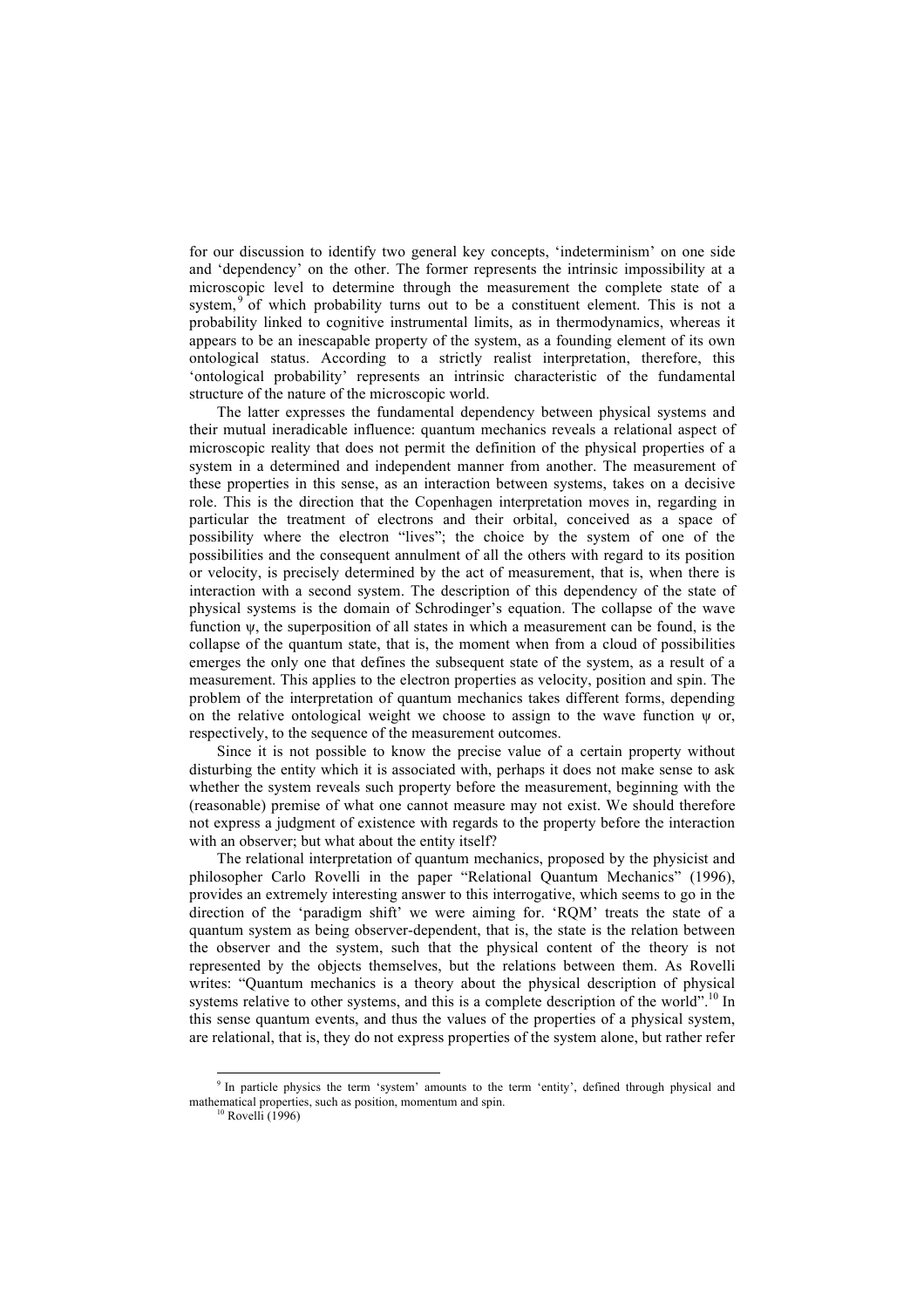for our discussion to identify two general key concepts, 'indeterminism' on one side and 'dependency' on the other. The former represents the intrinsic impossibility at a microscopic level to determine through the measurement the complete state of a system,[9] of which probability turns out to be a constituent element. This is not a probability linked to cognitive instrumental limits, as in thermodynamics, whereas it appears to be an inescapable property of the system, as a founding element of its own ontological status. According to a strictly realist interpretation, therefore, this 'ontological probability' represents an intrinsic characteristic of the fundamental structure of the nature of the microscopic world.

The latter expresses the fundamental dependency between physical systems and their mutual ineradicable influence: quantum mechanics reveals a relational aspect of microscopic reality that does not permit the definition of the physical properties of a system in a determined and independent manner from another. The measurement of these properties in this sense, as an interaction between systems, takes on a decisive role. This is the direction that the Copenhagen interpretation moves in, regarding in particular the treatment of electrons and their orbital, conceived as a space of possibility where the electron "lives"; the choice by the system of one of the possibilities and the consequent annulment of all the others with regard to its position or velocity, is precisely determined by the act of measurement, that is, when there is interaction with a second system. The description of this dependency of the state of physical systems is the domain of Schrodinger's equation. The collapse of the wave function $\psi$, the superposition of all states in which a measurement can be found, is the collapse of the quantum state, that is, the moment when from a cloud of possibilities emerges the only one that defines the subsequent state of the system, as a result of a measurement. This applies to the electron properties as velocity, position and spin. The problem of the interpretation of quantum mechanics takes different forms, depending on the relative ontological weight we choose to assign to the wave function $\psi$ or, respectively, to the sequence of the measurement outcomes.

Since it is not possible to know the precise value of a certain property without disturbing the entity which it is associated with, perhaps it does not make sense to ask whether the system reveals such property before the measurement, beginning with the (reasonable) premise of what one cannot measure may not exist. We should therefore not express a judgment of existence with regards to the property before the interaction with an observer; but what about the entity itself?

The relational interpretation of quantum mechanics, proposed by the physicist and philosopher Carlo Rovelli in the paper "Relational Quantum Mechanics" (1996), provides an extremely interesting answer to this interrogative, which seems to go in the direction of the 'paradigm shift' we were aiming for. 'RQM' treats the state of a quantum system as being observer-dependent, that is, the state is the relation between the observer and the system, such that the physical content of the theory is not represented by the objects themselves, but the relations between them. As Rovelli writes: "Quantum mechanics is a theory about the physical description of physical systems relative to other systems, and this is a complete description of the world".[10] In this sense quantum events, and thus the values of the properties of a physical system, are relational, that is, they do not express properties of the system alone, but rather refer

---

[9] In particle physics the term 'system' amounts to the term 'entity', defined through physical and mathematical properties, such as position, momentum and spin.

[10] Rovelli (1996)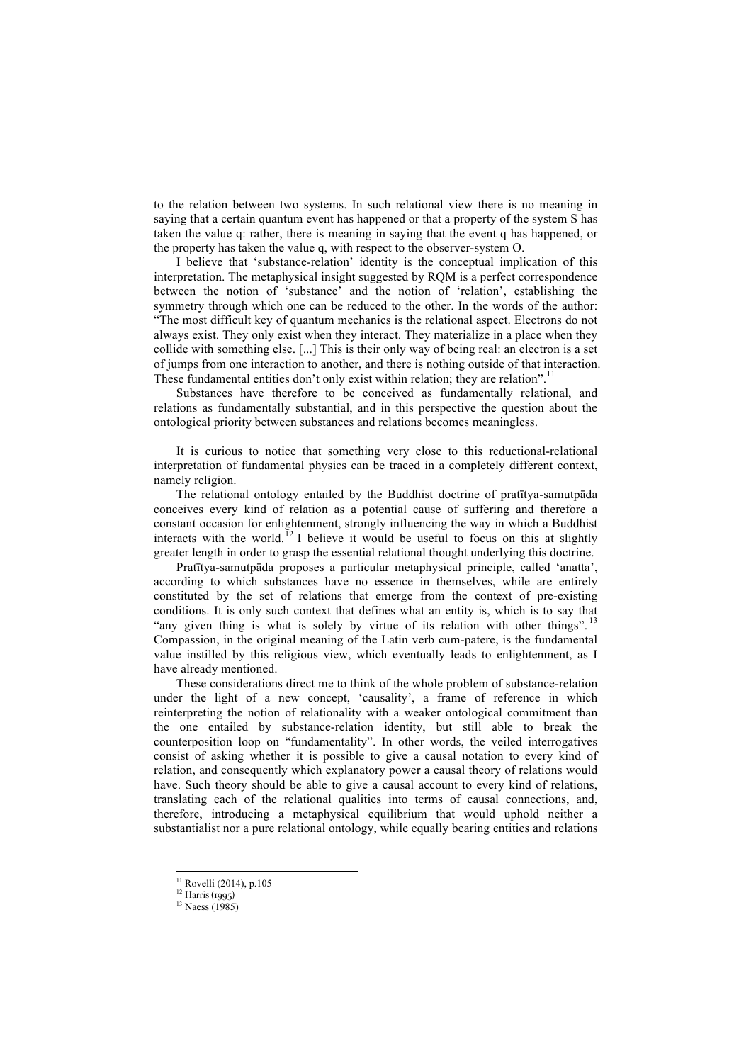to the relation between two systems. In such relational view there is no meaning in saying that a certain quantum event has happened or that a property of the system S has taken the value q: rather, there is meaning in saying that the event q has happened, or the property has taken the value q, with respect to the observer-system O.

I believe that 'substance-relation' identity is the conceptual implication of this interpretation. The metaphysical insight suggested by RQM is a perfect correspondence between the notion of 'substance' and the notion of 'relation', establishing the symmetry through which one can be reduced to the other. In the words of the author: "The most difficult key of quantum mechanics is the relational aspect. Electrons do not always exist. They only exist when they interact. They materialize in a place when they collide with something else. [...] This is their only way of being real: an electron is a set of jumps from one interaction to another, and there is nothing outside of that interaction. These fundamental entities don't only exist within relation; they are relation".[11]

Substances have therefore to be conceived as fundamentally relational, and relations as fundamentally substantial, and in this perspective the question about the ontological priority between substances and relations becomes meaningless.

It is curious to notice that something very close to this reductional-relational interpretation of fundamental physics can be traced in a completely different context, namely religion.

The relational ontology entailed by the Buddhist doctrine of pratītya-samutpāda conceives every kind of relation as a potential cause of suffering and therefore a constant occasion for enlightenment, strongly influencing the way in which a Buddhist interacts with the world.[12] I believe it would be useful to focus on this at slightly greater length in order to grasp the essential relational thought underlying this doctrine.

Pratītya-samutpāda proposes a particular metaphysical principle, called 'anatta', according to which substances have no essence in themselves, while are entirely constituted by the set of relations that emerge from the context of pre-existing conditions. It is only such context that defines what an entity is, which is to say that "any given thing is what is solely by virtue of its relation with other things".[13] Compassion, in the original meaning of the Latin verb cum-patere, is the fundamental value instilled by this religious view, which eventually leads to enlightenment, as I have already mentioned.

These considerations direct me to think of the whole problem of substance-relation under the light of a new concept, 'causality', a frame of reference in which reinterpreting the notion of relationality with a weaker ontological commitment than the one entailed by substance-relation identity, but still able to break the counterposition loop on "fundamentality". In other words, the veiled interrogatives consist of asking whether it is possible to give a causal notation to every kind of relation, and consequently which explanatory power a causal theory of relations would have. Such theory should be able to give a causal account to every kind of relations, translating each of the relational qualities into terms of causal connections, and, therefore, introducing a metaphysical equilibrium that would uphold neither a substantialist nor a pure relational ontology, while equally bearing entities and relations

---

[11] Rovelli (2014), p.105

[12] Harris (1995)

[13] Naess (1985)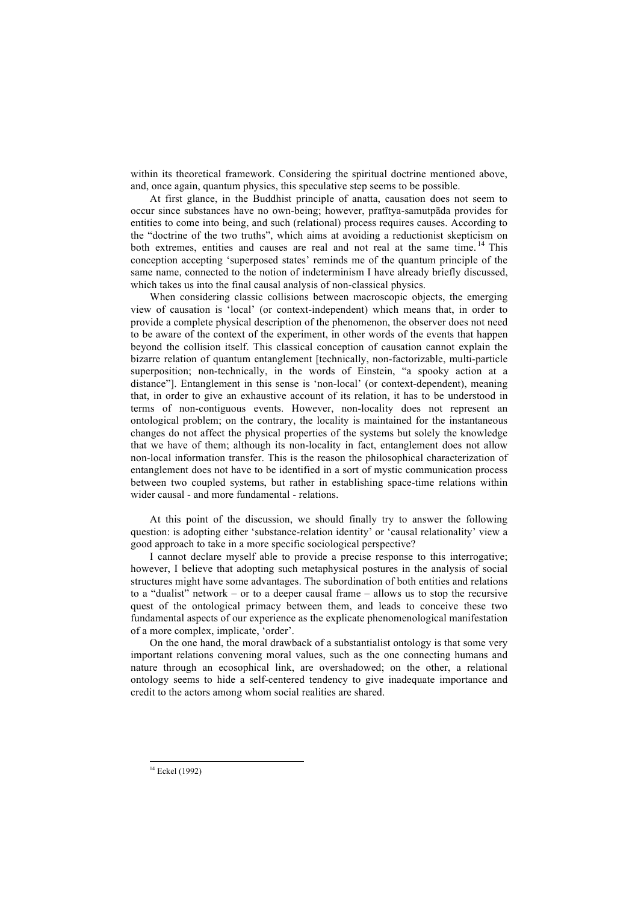within its theoretical framework. Considering the spiritual doctrine mentioned above, and, once again, quantum physics, this speculative step seems to be possible.

At first glance, in the Buddhist principle of anatta, causation does not seem to occur since substances have no own-being; however, pratītya-samutpāda provides for entities to come into being, and such (relational) process requires causes. According to the "doctrine of the two truths", which aims at avoiding a reductionist skepticism on both extremes, entities and causes are real and not real at the same time.[14] This conception accepting 'superposed states' reminds me of the quantum principle of the same name, connected to the notion of indeterminism I have already briefly discussed, which takes us into the final causal analysis of non-classical physics.

When considering classic collisions between macroscopic objects, the emerging view of causation is 'local' (or context-independent) which means that, in order to provide a complete physical description of the phenomenon, the observer does not need to be aware of the context of the experiment, in other words of the events that happen beyond the collision itself. This classical conception of causation cannot explain the bizarre relation of quantum entanglement [technically, non-factorizable, multi-particle superposition; non-technically, in the words of Einstein, "a spooky action at a distance"]. Entanglement in this sense is 'non-local' (or context-dependent), meaning that, in order to give an exhaustive account of its relation, it has to be understood in terms of non-contiguous events. However, non-locality does not represent an ontological problem; on the contrary, the locality is maintained for the instantaneous changes do not affect the physical properties of the systems but solely the knowledge that we have of them; although its non-locality in fact, entanglement does not allow non-local information transfer. This is the reason the philosophical characterization of entanglement does not have to be identified in a sort of mystic communication process between two coupled systems, but rather in establishing space-time relations within wider causal - and more fundamental - relations.

At this point of the discussion, we should finally try to answer the following question: is adopting either 'substance-relation identity' or 'causal relationality' view a good approach to take in a more specific sociological perspective?

I cannot declare myself able to provide a precise response to this interrogative; however, I believe that adopting such metaphysical postures in the analysis of social structures might have some advantages. The subordination of both entities and relations to a "dualist" network – or to a deeper causal frame – allows us to stop the recursive quest of the ontological primacy between them, and leads to conceive these two fundamental aspects of our experience as the explicate phenomenological manifestation of a more complex, implicate, 'order'.

On the one hand, the moral drawback of a substantialist ontology is that some very important relations convening moral values, such as the one connecting humans and nature through an ecosophical link, are overshadowed; on the other, a relational ontology seems to hide a self-centered tendency to give inadequate importance and credit to the actors among whom social realities are shared.

---

[14] Eckel (1992)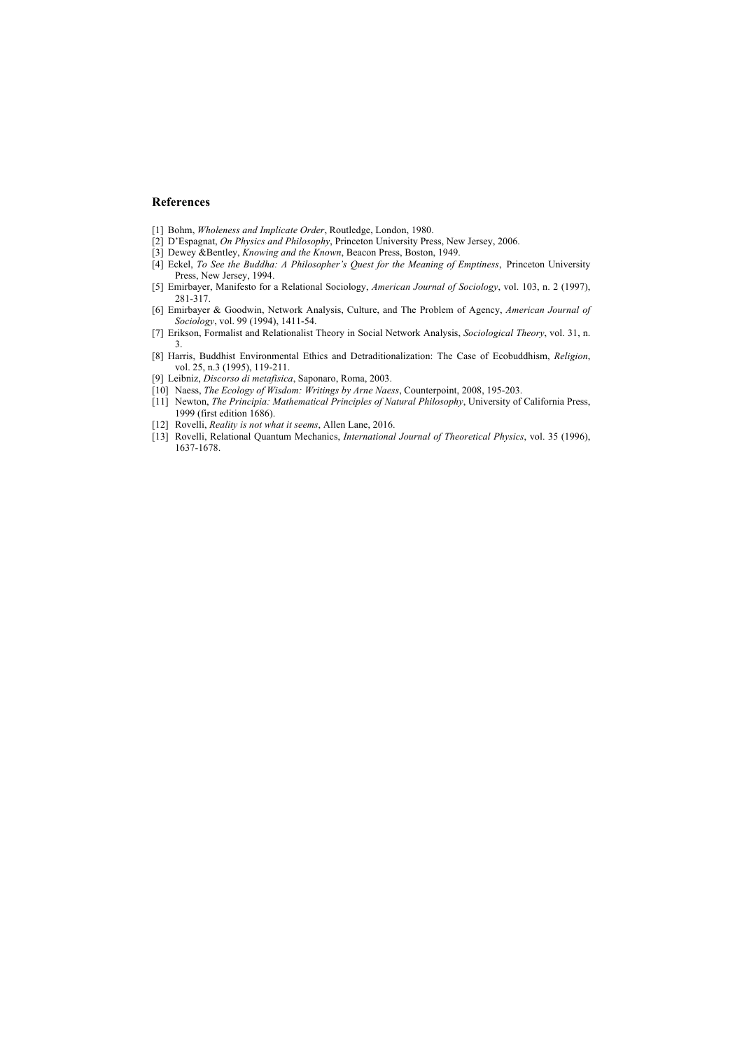## References

[1] Bohm, *Wholeness and Implicate Order*, Routledge, London, 1980.

[2] D'Espagnat, *On Physics and Philosophy*, Princeton University Press, New Jersey, 2006.

[3] Dewey &Bentley, *Knowing and the Known*, Beacon Press, Boston, 1949.

[4] Eckel, *To See the Buddha: A Philosopher's Quest for the Meaning of Emptiness*, Princeton University Press, New Jersey, 1994.

[5] Emirbayer, Manifesto for a Relational Sociology, *American Journal of Sociology*, vol. 103, n. 2 (1997), 281-317.

[6] Emirbayer & Goodwin, Network Analysis, Culture, and The Problem of Agency, *American Journal of Sociology*, vol. 99 (1994), 1411-54.

[7] Erikson, Formalist and Relationalist Theory in Social Network Analysis, *Sociological Theory*, vol. 31, n. 3.

[8] Harris, Buddhist Environmental Ethics and Detraditionalization: The Case of Ecobuddhism, *Religion*, vol. 25, n.3 (1995), 119-211.

[9] Leibniz, *Discorso di metafisica*, Saponaro, Roma, 2003.

[10] Naess, *The Ecology of Wisdom: Writings by Arne Naess*, Counterpoint, 2008, 195-203.

[11] Newton, *The Principia: Mathematical Principles of Natural Philosophy*, University of California Press, 1999 (first edition 1686).

[12] Rovelli, *Reality is not what it seems*, Allen Lane, 2016.

[13] Rovelli, Relational Quantum Mechanics, *International Journal of Theoretical Physics*, vol. 35 (1996), 1637-1678.